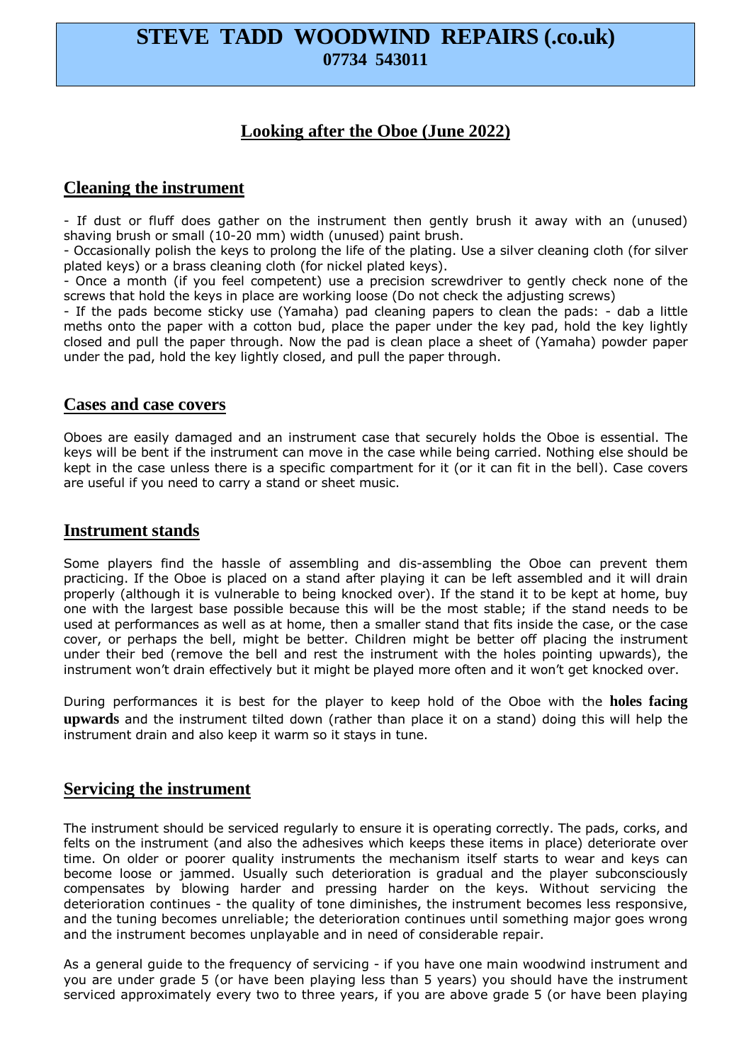# STEVE TADD WOODWIND REPAIRS (.co.uk)
**07734 543011**

## Looking after the Oboe (June 2022)

### Cleaning the instrument

- If dust or fluff does gather on the instrument then gently brush it away with an (unused) shaving brush or small (10-20 mm) width (unused) paint brush.
- Occasionally polish the keys to prolong the life of the plating. Use a silver cleaning cloth (for silver plated keys) or a brass cleaning cloth (for nickel plated keys).
- Once a month (if you feel competent) use a precision screwdriver to gently check none of the screws that hold the keys in place are working loose (Do not check the adjusting screws)
- If the pads become sticky use (Yamaha) pad cleaning papers to clean the pads: - dab a little meths onto the paper with a cotton bud, place the paper under the key pad, hold the key lightly closed and pull the paper through. Now the pad is clean place a sheet of (Yamaha) powder paper under the pad, hold the key lightly closed, and pull the paper through.

### Cases and case covers

Oboes are easily damaged and an instrument case that securely holds the Oboe is essential. The keys will be bent if the instrument can move in the case while being carried. Nothing else should be kept in the case unless there is a specific compartment for it (or it can fit in the bell). Case covers are useful if you need to carry a stand or sheet music.

### Instrument stands

Some players find the hassle of assembling and dis-assembling the Oboe can prevent them practicing. If the Oboe is placed on a stand after playing it can be left assembled and it will drain properly (although it is vulnerable to being knocked over). If the stand it to be kept at home, buy one with the largest base possible because this will be the most stable; if the stand needs to be used at performances as well as at home, then a smaller stand that fits inside the case, or the case cover, or perhaps the bell, might be better. Children might be better off placing the instrument under their bed (remove the bell and rest the instrument with the holes pointing upwards), the instrument won't drain effectively but it might be played more often and it won't get knocked over.

During performances it is best for the player to keep hold of the Oboe with the **holes facing upwards** and the instrument tilted down (rather than place it on a stand) doing this will help the instrument drain and also keep it warm so it stays in tune.

### Servicing the instrument

The instrument should be serviced regularly to ensure it is operating correctly. The pads, corks, and felts on the instrument (and also the adhesives which keeps these items in place) deteriorate over time. On older or poorer quality instruments the mechanism itself starts to wear and keys can become loose or jammed. Usually such deterioration is gradual and the player subconsciously compensates by blowing harder and pressing harder on the keys. Without servicing the deterioration continues - the quality of tone diminishes, the instrument becomes less responsive, and the tuning becomes unreliable; the deterioration continues until something major goes wrong and the instrument becomes unplayable and in need of considerable repair.

As a general guide to the frequency of servicing - if you have one main woodwind instrument and you are under grade 5 (or have been playing less than 5 years) you should have the instrument serviced approximately every two to three years, if you are above grade 5 (or have been playing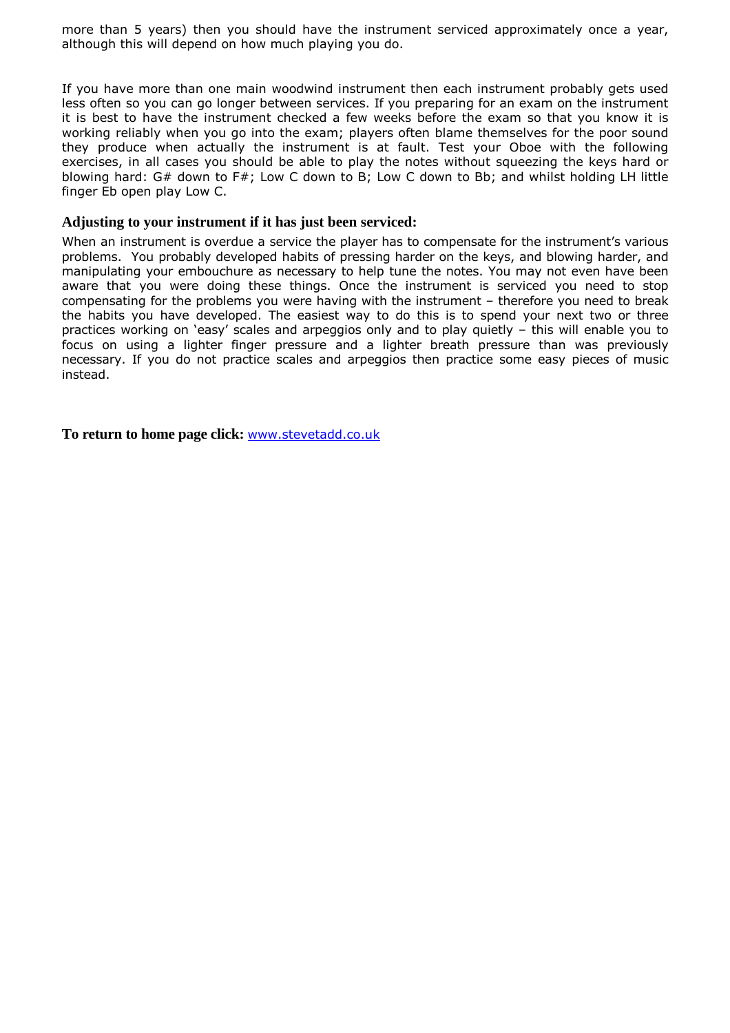more than 5 years) then you should have the instrument serviced approximately once a year, although this will depend on how much playing you do.

If you have more than one main woodwind instrument then each instrument probably gets used less often so you can go longer between services. If you preparing for an exam on the instrument it is best to have the instrument checked a few weeks before the exam so that you know it is working reliably when you go into the exam; players often blame themselves for the poor sound they produce when actually the instrument is at fault. Test your Oboe with the following exercises, in all cases you should be able to play the notes without squeezing the keys hard or blowing hard: G# down to F#; Low C down to B; Low C down to Bb; and whilst holding LH little finger Eb open play Low C.

### Adjusting to your instrument if it has just been serviced:

When an instrument is overdue a service the player has to compensate for the instrument's various problems. You probably developed habits of pressing harder on the keys, and blowing harder, and manipulating your embouchure as necessary to help tune the notes. You may not even have been aware that you were doing these things. Once the instrument is serviced you need to stop compensating for the problems you were having with the instrument – therefore you need to break the habits you have developed. The easiest way to do this is to spend your next two or three practices working on 'easy' scales and arpeggios only and to play quietly – this will enable you to focus on using a lighter finger pressure and a lighter breath pressure than was previously necessary. If you do not practice scales and arpeggios then practice some easy pieces of music instead.

**To return to home page click:** [www.stevetadd.co.uk](http://www.stevetadd.co.uk)